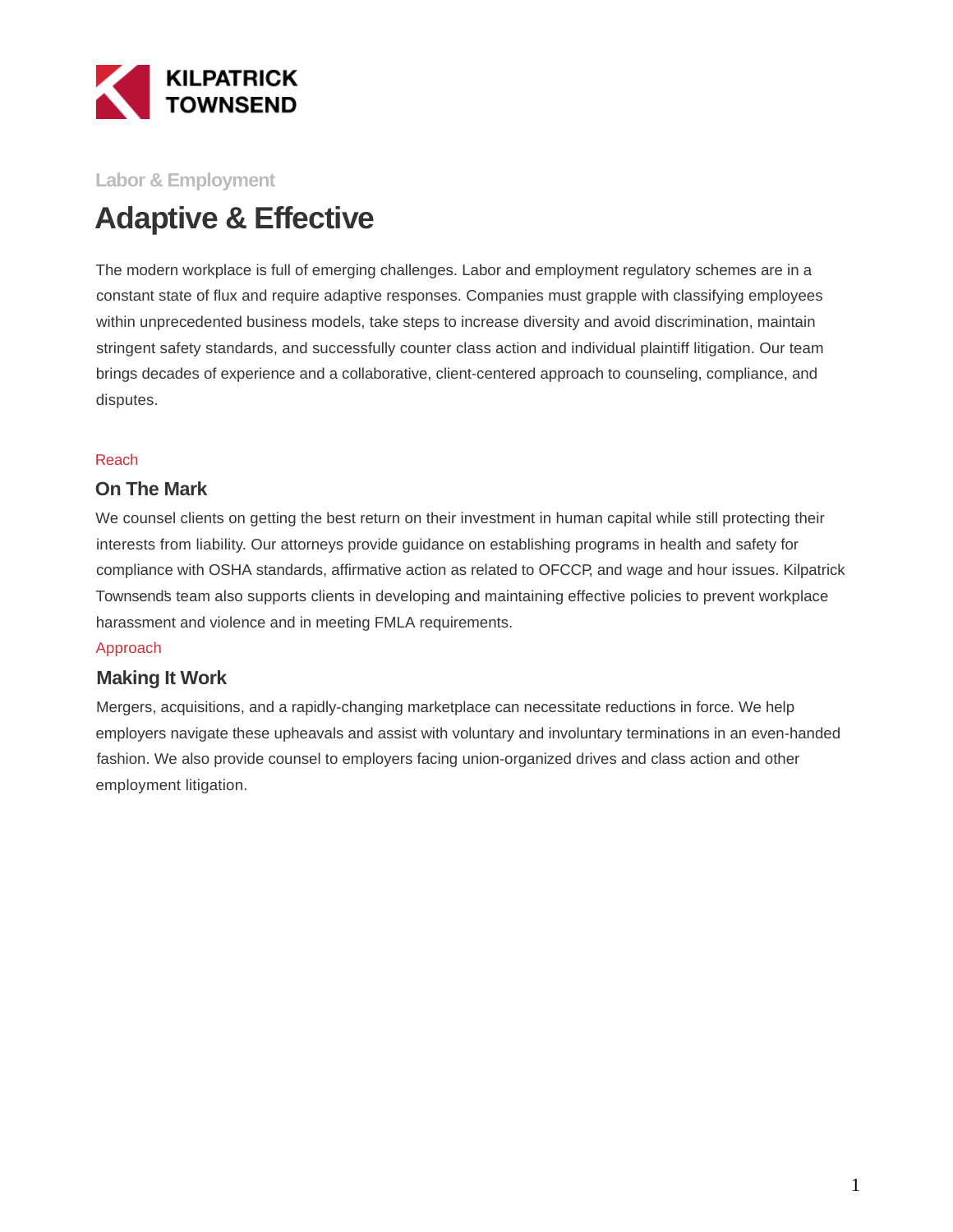KILPATRICK TOWNSEND

Labor & Employment

# Adaptive & Effective

The modern workplace is full of emerging challenges. Labor and employment regulatory schemes are in a constant state of flux and require adaptive responses. Companies must grapple with classifying employees within unprecedented business models, take steps to increase diversity and avoid discrimination, maintain stringent safety standards, and successfully counter class action and individual plaintiff litigation. Our team brings decades of experience and a collaborative, client-centered approach to counseling, compliance, and disputes.

Reach

## On The Mark

We counsel clients on getting the best return on their investment in human capital while still protecting their interests from liability. Our attorneys provide guidance on establishing programs in health and safety for compliance with OSHA standards, affirmative action as related to OFCCP, and wage and hour issues. Kilpatrick Townsend's team also supports clients in developing and maintaining effective policies to prevent workplace harassment and violence and in meeting FMLA requirements.

Approach

## Making It Work

Mergers, acquisitions, and a rapidly-changing marketplace can necessitate reductions in force. We help employers navigate these upheavals and assist with voluntary and involuntary terminations in an even-handed fashion. We also provide counsel to employers facing union-organized drives and class action and other employment litigation.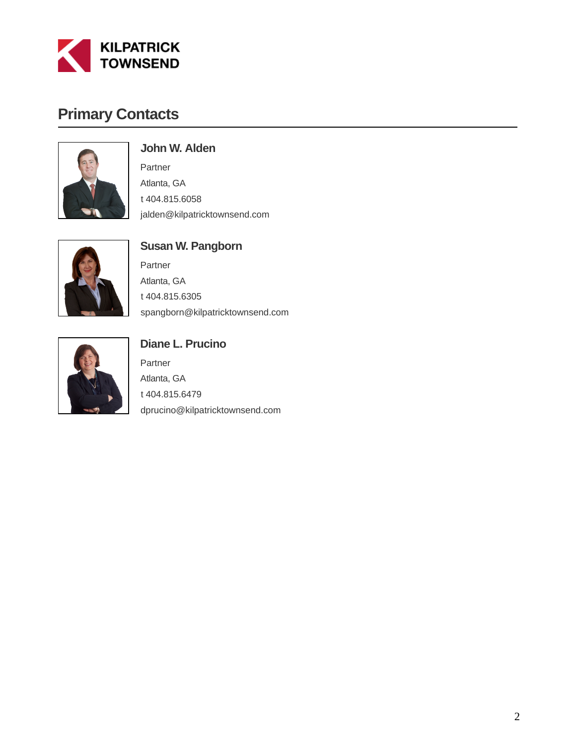KILPATRICK TOWNSEND

## Primary Contacts

### John W. Alden

Partner

Atlanta, GA

t 404.815.6058

jalden@kilpatricktownsend.com

### Susan W. Pangborn

Partner

Atlanta, GA

t 404.815.6305

spangborn@kilpatricktownsend.com

### Diane L. Prucino

Partner

Atlanta, GA

t 404.815.6479

dprucino@kilpatricktownsend.com